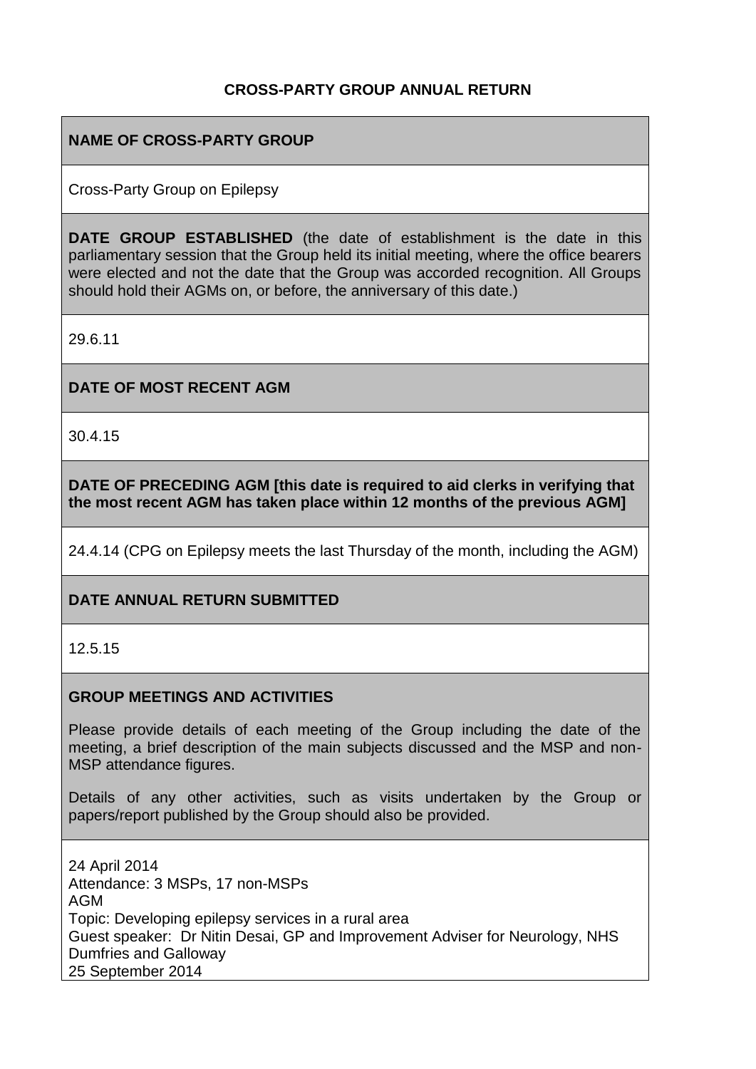**CROSS-PARTY GROUP ANNUAL RETURN**

**NAME OF CROSS-PARTY GROUP**

Cross-Party Group on Epilepsy

**DATE GROUP ESTABLISHED** (the date of establishment is the date in this parliamentary session that the Group held its initial meeting, where the office bearers were elected and not the date that the Group was accorded recognition. All Groups should hold their AGMs on, or before, the anniversary of this date.)

29.6.11

**DATE OF MOST RECENT AGM**

30.4.15

**DATE OF PRECEDING AGM [this date is required to aid clerks in verifying that the most recent AGM has taken place within 12 months of the previous AGM]**

24.4.14 (CPG on Epilepsy meets the last Thursday of the month, including the AGM)

**DATE ANNUAL RETURN SUBMITTED**

12.5.15

**GROUP MEETINGS AND ACTIVITIES**

Please provide details of each meeting of the Group including the date of the meeting, a brief description of the main subjects discussed and the MSP and non-MSP attendance figures.

Details of any other activities, such as visits undertaken by the Group or papers/report published by the Group should also be provided.

24 April 2014
Attendance: 3 MSPs, 17 non-MSPs
AGM
Topic: Developing epilepsy services in a rural area
Guest speaker: Dr Nitin Desai, GP and Improvement Adviser for Neurology, NHS Dumfries and Galloway
25 September 2014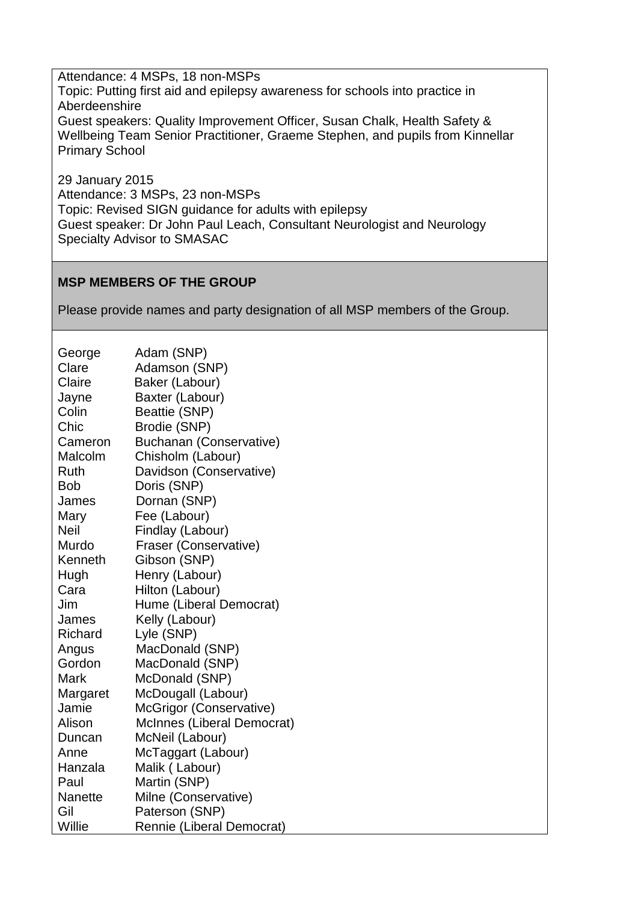Attendance: 4 MSPs, 18 non-MSPs
Topic: Putting first aid and epilepsy awareness for schools into practice in Aberdeenshire
Guest speakers: Quality Improvement Officer, Susan Chalk, Health Safety & Wellbeing Team Senior Practitioner, Graeme Stephen, and pupils from Kinnellar Primary School

29 January 2015
Attendance: 3 MSPs, 23 non-MSPs
Topic: Revised SIGN guidance for adults with epilepsy
Guest speaker: Dr John Paul Leach, Consultant Neurologist and Neurology Specialty Advisor to SMASAC

**MSP MEMBERS OF THE GROUP**

Please provide names and party designation of all MSP members of the Group.

| | |
|---|---|
| George | Adam (SNP) |
| Clare | Adamson (SNP) |
| Claire | Baker (Labour) |
| Jayne | Baxter (Labour) |
| Colin | Beattie (SNP) |
| Chic | Brodie (SNP) |
| Cameron | Buchanan (Conservative) |
| Malcolm | Chisholm (Labour) |
| Ruth | Davidson (Conservative) |
| Bob | Doris (SNP) |
| James | Dornan (SNP) |
| Mary | Fee (Labour) |
| Neil | Findlay (Labour) |
| Murdo | Fraser (Conservative) |
| Kenneth | Gibson (SNP) |
| Hugh | Henry (Labour) |
| Cara | Hilton (Labour) |
| Jim | Hume (Liberal Democrat) |
| James | Kelly (Labour) |
| Richard | Lyle (SNP) |
| Angus | MacDonald (SNP) |
| Gordon | MacDonald (SNP) |
| Mark | McDonald (SNP) |
| Margaret | McDougall (Labour) |
| Jamie | McGrigor (Conservative) |
| Alison | McInnes (Liberal Democrat) |
| Duncan | McNeil (Labour) |
| Anne | McTaggart (Labour) |
| Hanzala | Malik ( Labour) |
| Paul | Martin (SNP) |
| Nanette | Milne (Conservative) |
| Gil | Paterson (SNP) |
| Willie | Rennie (Liberal Democrat) |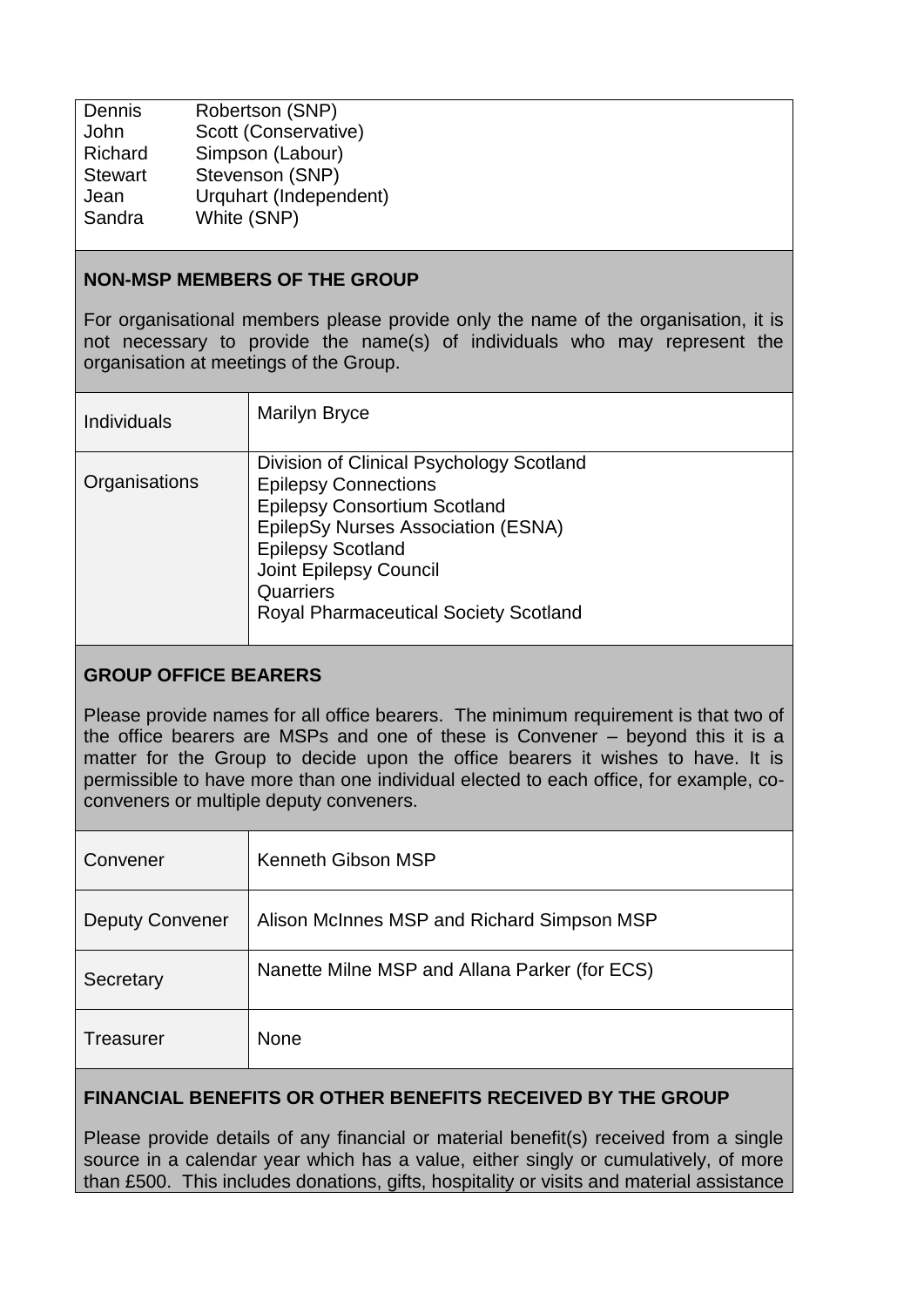| | |
|---|---|
| Dennis | Robertson (SNP) |
| John | Scott (Conservative) |
| Richard | Simpson (Labour) |
| Stewart | Stevenson (SNP) |
| Jean | Urquhart (Independent) |
| Sandra | White (SNP) |

**NON-MSP MEMBERS OF THE GROUP**

For organisational members please provide only the name of the organisation, it is not necessary to provide the name(s) of individuals who may represent the organisation at meetings of the Group.

| | |
|---|---|
| Individuals | Marilyn Bryce |
| Organisations | Division of Clinical Psychology Scotland<br>Epilepsy Connections<br>Epilepsy Consortium Scotland<br>EpilepSy Nurses Association (ESNA)<br>Epilepsy Scotland<br>Joint Epilepsy Council<br>Quarriers<br>Royal Pharmaceutical Society Scotland |

**GROUP OFFICE BEARERS**

Please provide names for all office bearers. The minimum requirement is that two of the office bearers are MSPs and one of these is Convener – beyond this it is a matter for the Group to decide upon the office bearers it wishes to have. It is permissible to have more than one individual elected to each office, for example, co-conveners or multiple deputy conveners.

| | |
|---|---|
| Convener | Kenneth Gibson MSP |
| Deputy Convener | Alison McInnes MSP and Richard Simpson MSP |
| Secretary | Nanette Milne MSP and Allana Parker (for ECS) |
| Treasurer | None |

**FINANCIAL BENEFITS OR OTHER BENEFITS RECEIVED BY THE GROUP**

Please provide details of any financial or material benefit(s) received from a single source in a calendar year which has a value, either singly or cumulatively, of more than £500. This includes donations, gifts, hospitality or visits and material assistance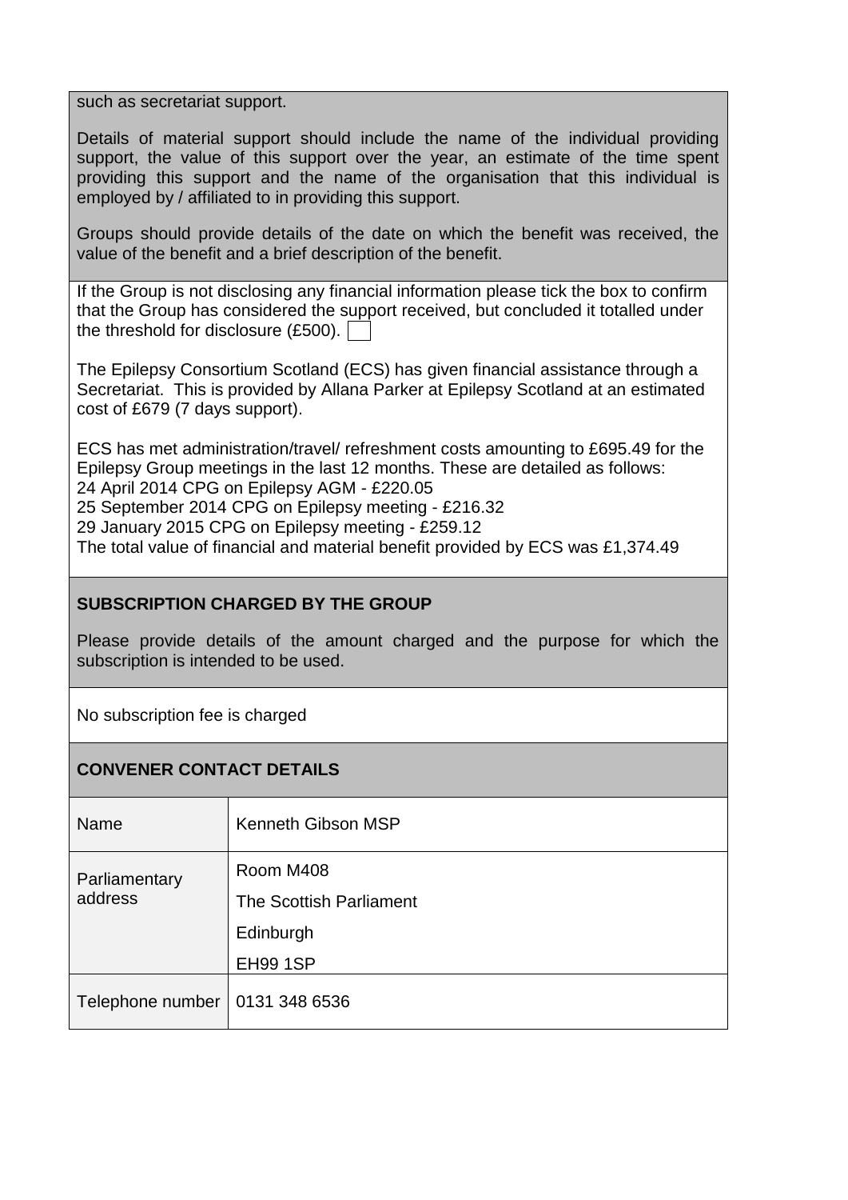such as secretariat support.

Details of material support should include the name of the individual providing support, the value of this support over the year, an estimate of the time spent providing this support and the name of the organisation that this individual is employed by / affiliated to in providing this support.

Groups should provide details of the date on which the benefit was received, the value of the benefit and a brief description of the benefit.

If the Group is not disclosing any financial information please tick the box to confirm that the Group has considered the support received, but concluded it totalled under the threshold for disclosure (£500). ☐

The Epilepsy Consortium Scotland (ECS) has given financial assistance through a Secretariat. This is provided by Allana Parker at Epilepsy Scotland at an estimated cost of £679 (7 days support).

ECS has met administration/travel/ refreshment costs amounting to £695.49 for the Epilepsy Group meetings in the last 12 months. These are detailed as follows:
24 April 2014 CPG on Epilepsy AGM - £220.05
25 September 2014 CPG on Epilepsy meeting - £216.32
29 January 2015 CPG on Epilepsy meeting - £259.12
The total value of financial and material benefit provided by ECS was £1,374.49

**SUBSCRIPTION CHARGED BY THE GROUP**

Please provide details of the amount charged and the purpose for which the subscription is intended to be used.

No subscription fee is charged

**CONVENER CONTACT DETAILS**

| | |
|---|---|
| Name | Kenneth Gibson MSP |
| Parliamentary address | Room M408<br>The Scottish Parliament<br>Edinburgh<br>EH99 1SP |
| Telephone number | 0131 348 6536 |